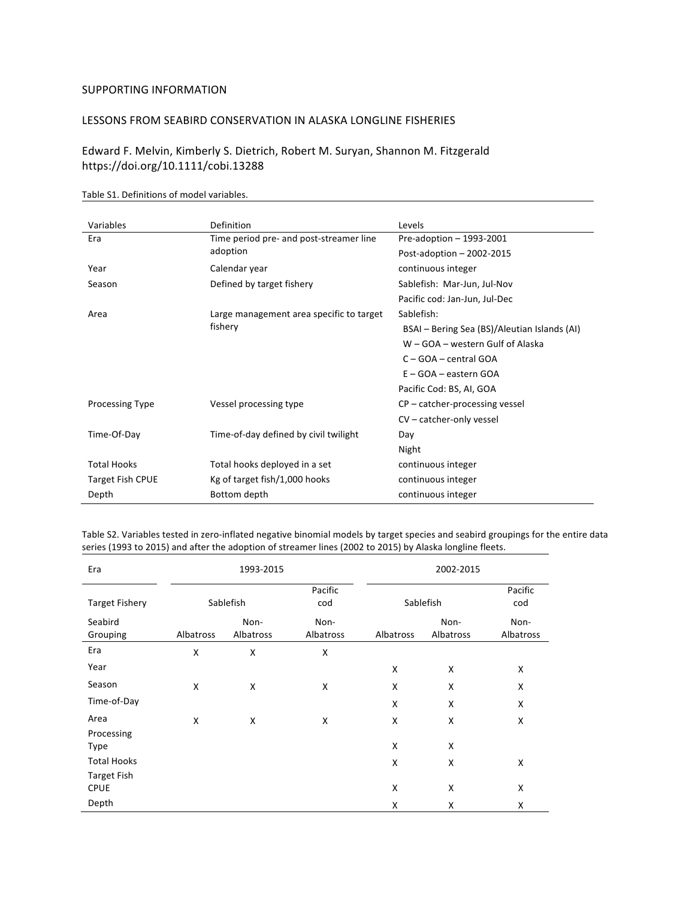SUPPORTING INFORMATION

LESSONS FROM SEABIRD CONSERVATION IN ALASKA LONGLINE FISHERIES

Edward F. Melvin, Kimberly S. Dietrich, Robert M. Suryan, Shannon M. Fitzgerald
https://doi.org/10.1111/cobi.13288

Table S1. Definitions of model variables.

| Variables | Definition | Levels |
|---|---|---|
| Era | Time period pre- and post-streamer line adoption | Pre-adoption – 1993-2001 |
| | | Post-adoption – 2002-2015 |
| Year | Calendar year | continuous integer |
| Season | Defined by target fishery | Sablefish: Mar-Jun, Jul-Nov |
| | | Pacific cod: Jan-Jun, Jul-Dec |
| Area | Large management area specific to target fishery | Sablefish: |
| | | BSAI – Bering Sea (BS)/Aleutian Islands (AI) |
| | | W – GOA – western Gulf of Alaska |
| | | C – GOA – central GOA |
| | | E – GOA – eastern GOA |
| | | Pacific Cod: BS, AI, GOA |
| Processing Type | Vessel processing type | CP – catcher-processing vessel |
| | | CV – catcher-only vessel |
| Time-Of-Day | Time-of-day defined by civil twilight | Day |
| | | Night |
| Total Hooks | Total hooks deployed in a set | continuous integer |
| Target Fish CPUE | Kg of target fish/1,000 hooks | continuous integer |
| Depth | Bottom depth | continuous integer |

Table S2. Variables tested in zero-inflated negative binomial models by target species and seabird groupings for the entire data series (1993 to 2015) and after the adoption of streamer lines (2002 to 2015) by Alaska longline fleets.

| Era | 1993-2015 | | | 2002-2015 | | |
|---|---|---|---|---|---|---|
| Target Fishery | Sablefish | | Pacific cod | Sablefish | | Pacific cod |
| Seabird Grouping | Albatross | Non-Albatross | Non-Albatross | Albatross | Non-Albatross | Non-Albatross |
| Era | X | X | X | | | |
| Year | | | | X | X | X |
| Season | X | X | X | X | X | X |
| Time-of-Day | | | | X | X | X |
| Area | X | X | X | X | X | X |
| Processing Type | | | | X | X | |
| Total Hooks | | | | X | X | X |
| Target Fish CPUE | | | | X | X | X |
| Depth | | | | X | X | X |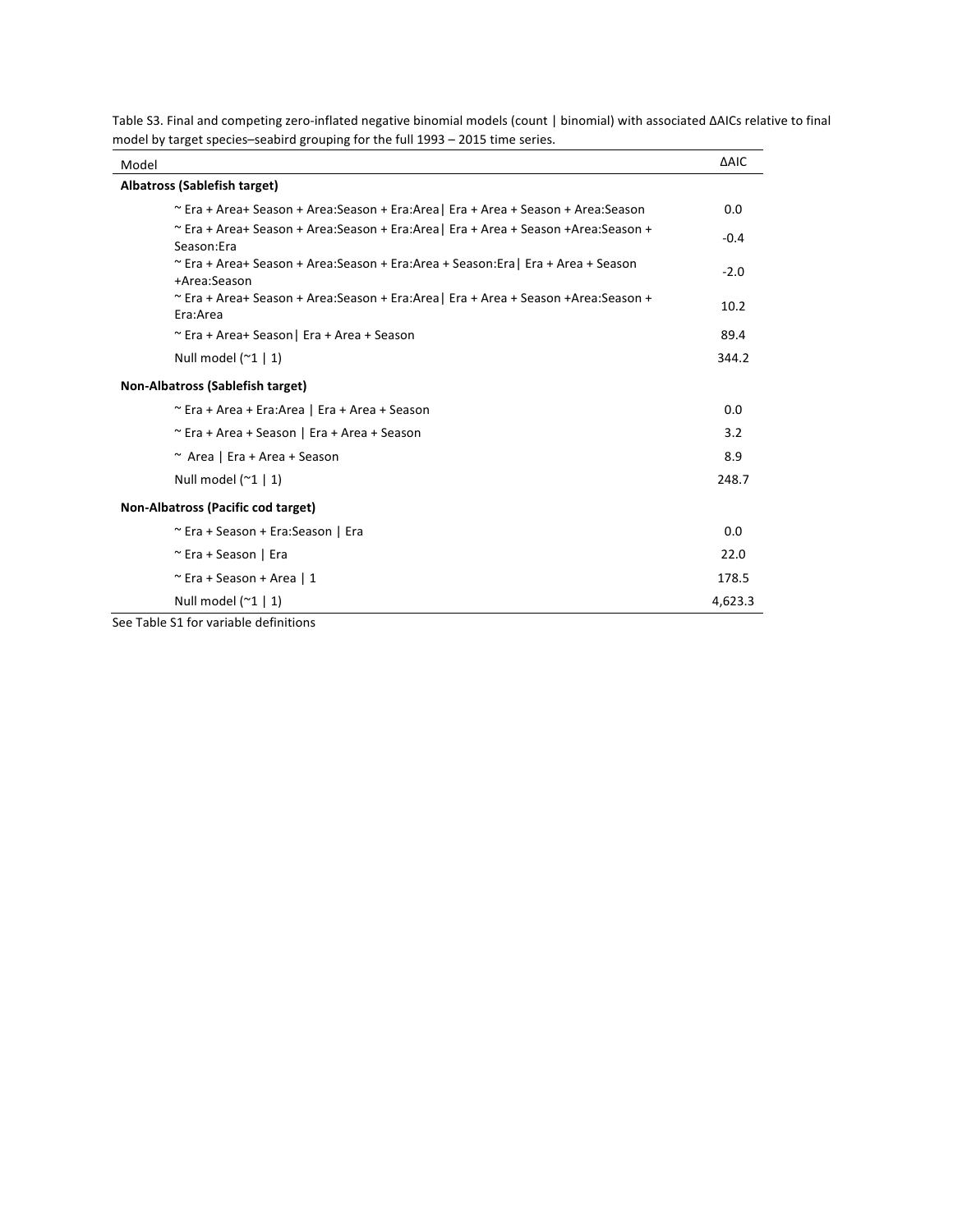Table S3. Final and competing zero-inflated negative binomial models (count | binomial) with associated ΔAICs relative to final model by target species–seabird grouping for the full 1993 – 2015 time series.

| Model | ΔAIC |
|---|---|
| **Albatross (Sablefish target)** | |
| ~ Era + Area+ Season + Area:Season + Era:Area\| Era + Area + Season + Area:Season | 0.0 |
| ~ Era + Area+ Season + Area:Season + Era:Area\| Era + Area + Season +Area:Season + Season:Era | -0.4 |
| ~ Era + Area+ Season + Area:Season + Era:Area + Season:Era\| Era + Area + Season +Area:Season | -2.0 |
| ~ Era + Area+ Season + Area:Season + Era:Area\| Era + Area + Season +Area:Season + Era:Area | 10.2 |
| ~ Era + Area+ Season\| Era + Area + Season | 89.4 |
| Null model (~1 \| 1) | 344.2 |
| **Non-Albatross (Sablefish target)** | |
| ~ Era + Area + Era:Area \| Era + Area + Season | 0.0 |
| ~ Era + Area + Season \| Era + Area + Season | 3.2 |
| ~ Area \| Era + Area + Season | 8.9 |
| Null model (~1 \| 1) | 248.7 |
| **Non-Albatross (Pacific cod target)** | |
| ~ Era + Season + Era:Season \| Era | 0.0 |
| ~ Era + Season \| Era | 22.0 |
| ~ Era + Season + Area \| 1 | 178.5 |
| Null model (~1 \| 1) | 4,623.3 |

See Table S1 for variable definitions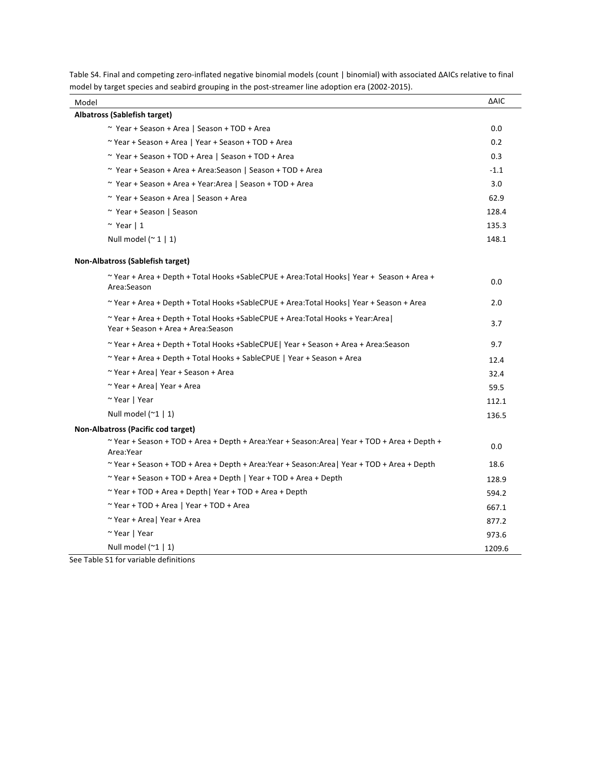Table S4. Final and competing zero-inflated negative binomial models (count | binomial) with associated ΔAICs relative to final model by target species and seabird grouping in the post-streamer line adoption era (2002-2015).

| Model | ΔAIC |
|---|---|
| **Albatross (Sablefish target)** | |
| ~ Year + Season + Area \| Season + TOD + Area | 0.0 |
| ~ Year + Season + Area \| Year + Season + TOD + Area | 0.2 |
| ~ Year + Season + TOD + Area \| Season + TOD + Area | 0.3 |
| ~ Year + Season + Area + Area:Season \| Season + TOD + Area | -1.1 |
| ~ Year + Season + Area + Year:Area \| Season + TOD + Area | 3.0 |
| ~ Year + Season + Area \| Season + Area | 62.9 |
| ~ Year + Season \| Season | 128.4 |
| ~ Year \| 1 | 135.3 |
| Null model (~ 1 \| 1) | 148.1 |
| **Non-Albatross (Sablefish target)** | |
| ~ Year + Area + Depth + Total Hooks +SableCPUE + Area:Total Hooks\| Year + Season + Area + Area:Season | 0.0 |
| ~ Year + Area + Depth + Total Hooks +SableCPUE + Area:Total Hooks\| Year + Season + Area | 2.0 |
| ~ Year + Area + Depth + Total Hooks +SableCPUE + Area:Total Hooks + Year:Area\| Year + Season + Area + Area:Season | 3.7 |
| ~ Year + Area + Depth + Total Hooks +SableCPUE\| Year + Season + Area + Area:Season | 9.7 |
| ~ Year + Area + Depth + Total Hooks + SableCPUE \| Year + Season + Area | 12.4 |
| ~ Year + Area\| Year + Season + Area | 32.4 |
| ~ Year + Area\| Year + Area | 59.5 |
| ~ Year \| Year | 112.1 |
| Null model (~1 \| 1) | 136.5 |
| **Non-Albatross (Pacific cod target)** | |
| ~ Year + Season + TOD + Area + Depth + Area:Year + Season:Area\| Year + TOD + Area + Depth + Area:Year | 0.0 |
| ~ Year + Season + TOD + Area + Depth + Area:Year + Season:Area\| Year + TOD + Area + Depth | 18.6 |
| ~ Year + Season + TOD + Area + Depth \| Year + TOD + Area + Depth | 128.9 |
| ~ Year + TOD + Area + Depth\| Year + TOD + Area + Depth | 594.2 |
| ~ Year + TOD + Area \| Year + TOD + Area | 667.1 |
| ~ Year + Area\| Year + Area | 877.2 |
| ~ Year \| Year | 973.6 |
| Null model (~1 \| 1) | 1209.6 |

See Table S1 for variable definitions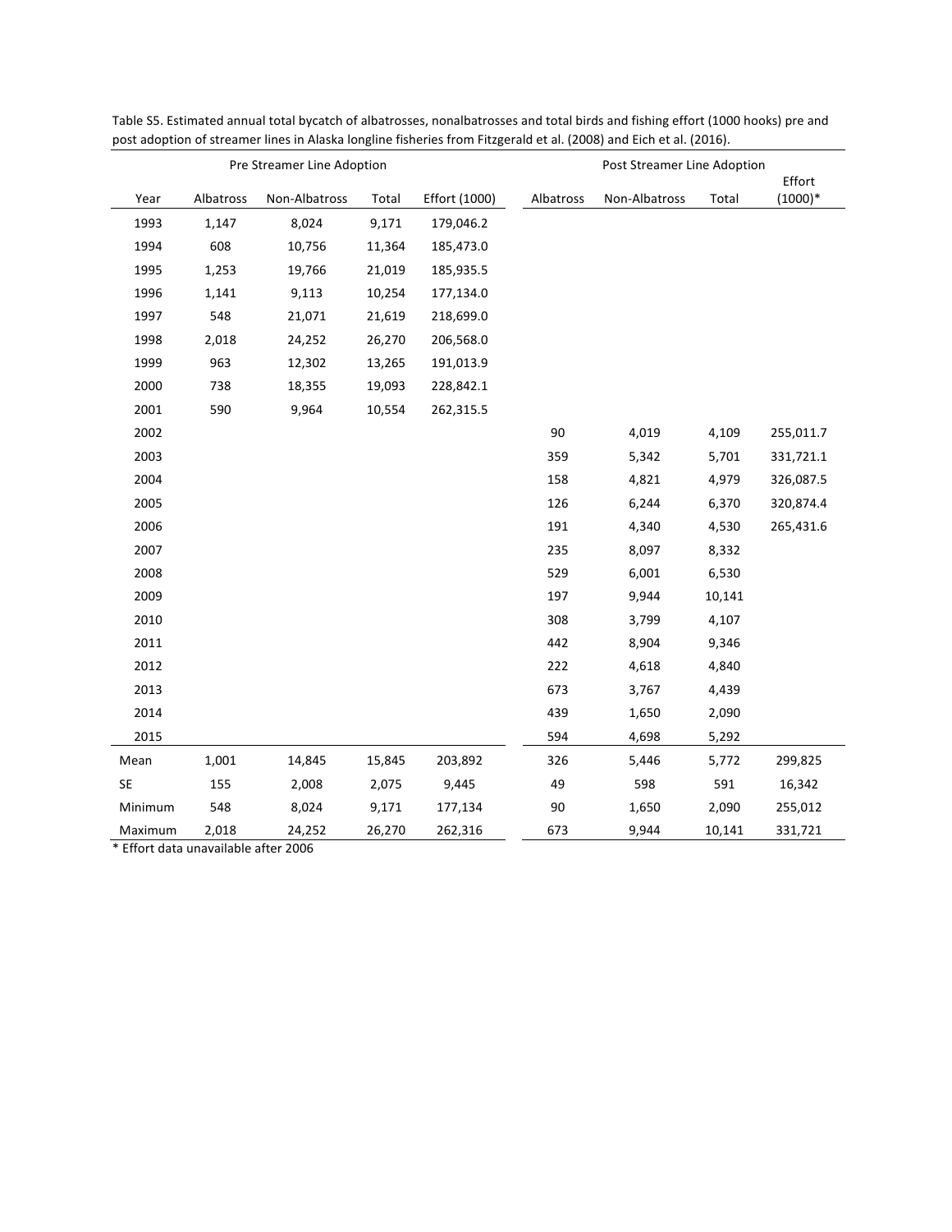Table S5. Estimated annual total bycatch of albatrosses, nonalbatrosses and total birds and fishing effort (1000 hooks) pre and post adoption of streamer lines in Alaska longline fisheries from Fitzgerald et al. (2008) and Eich et al. (2016).

| | Pre Streamer Line Adoption | | | | Post Streamer Line Adoption | | | |
|---|---|---|---|---|---|---|---|---|
| Year | Albatross | Non-Albatross | Total | Effort (1000) | Albatross | Non-Albatross | Total | Effort (1000)* |
| 1993 | 1,147 | 8,024 | 9,171 | 179,046.2 | | | | |
| 1994 | 608 | 10,756 | 11,364 | 185,473.0 | | | | |
| 1995 | 1,253 | 19,766 | 21,019 | 185,935.5 | | | | |
| 1996 | 1,141 | 9,113 | 10,254 | 177,134.0 | | | | |
| 1997 | 548 | 21,071 | 21,619 | 218,699.0 | | | | |
| 1998 | 2,018 | 24,252 | 26,270 | 206,568.0 | | | | |
| 1999 | 963 | 12,302 | 13,265 | 191,013.9 | | | | |
| 2000 | 738 | 18,355 | 19,093 | 228,842.1 | | | | |
| 2001 | 590 | 9,964 | 10,554 | 262,315.5 | | | | |
| 2002 | | | | | 90 | 4,019 | 4,109 | 255,011.7 |
| 2003 | | | | | 359 | 5,342 | 5,701 | 331,721.1 |
| 2004 | | | | | 158 | 4,821 | 4,979 | 326,087.5 |
| 2005 | | | | | 126 | 6,244 | 6,370 | 320,874.4 |
| 2006 | | | | | 191 | 4,340 | 4,530 | 265,431.6 |
| 2007 | | | | | 235 | 8,097 | 8,332 | |
| 2008 | | | | | 529 | 6,001 | 6,530 | |
| 2009 | | | | | 197 | 9,944 | 10,141 | |
| 2010 | | | | | 308 | 3,799 | 4,107 | |
| 2011 | | | | | 442 | 8,904 | 9,346 | |
| 2012 | | | | | 222 | 4,618 | 4,840 | |
| 2013 | | | | | 673 | 3,767 | 4,439 | |
| 2014 | | | | | 439 | 1,650 | 2,090 | |
| 2015 | | | | | 594 | 4,698 | 5,292 | |
| Mean | 1,001 | 14,845 | 15,845 | 203,892 | 326 | 5,446 | 5,772 | 299,825 |
| SE | 155 | 2,008 | 2,075 | 9,445 | 49 | 598 | 591 | 16,342 |
| Minimum | 548 | 8,024 | 9,171 | 177,134 | 90 | 1,650 | 2,090 | 255,012 |
| Maximum | 2,018 | 24,252 | 26,270 | 262,316 | 673 | 9,944 | 10,141 | 331,721 |

* Effort data unavailable after 2006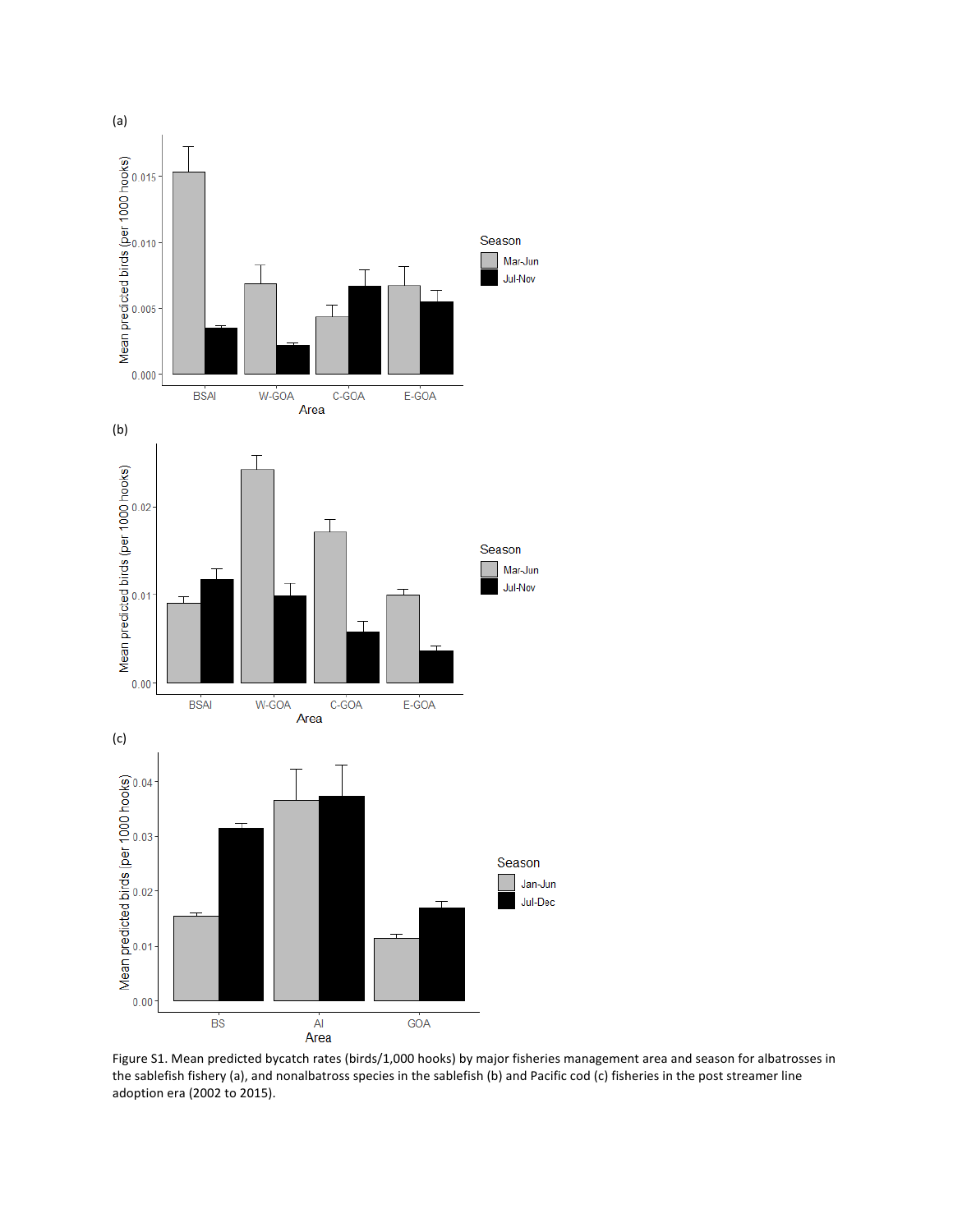(a)

Mean predicted birds (per 1000 hooks)

0.000
0.005
0.010
0.015

BSAI
W-GOA
C-GOA
E-GOA

Area

Season
Mar-Jun
Jul-Nov

(b)

Mean predicted birds (per 1000 hooks)

0.00
0.01
0.02

BSAI
W-GOA
C-GOA
E-GOA

Area

Season
Mar-Jun
Jul-Nov

(c)

Mean predicted birds (per 1000 hooks)

0.00
0.01
0.02
0.03
0.04

BS
AI
GOA

Area

Season
Jan-Jun
Jul-Dec

Figure S1. Mean predicted bycatch rates (birds/1,000 hooks) by major fisheries management area and season for albatrosses in the sablefish fishery (a), and nonalbatross species in the sablefish (b) and Pacific cod (c) fisheries in the post streamer line adoption era (2002 to 2015).